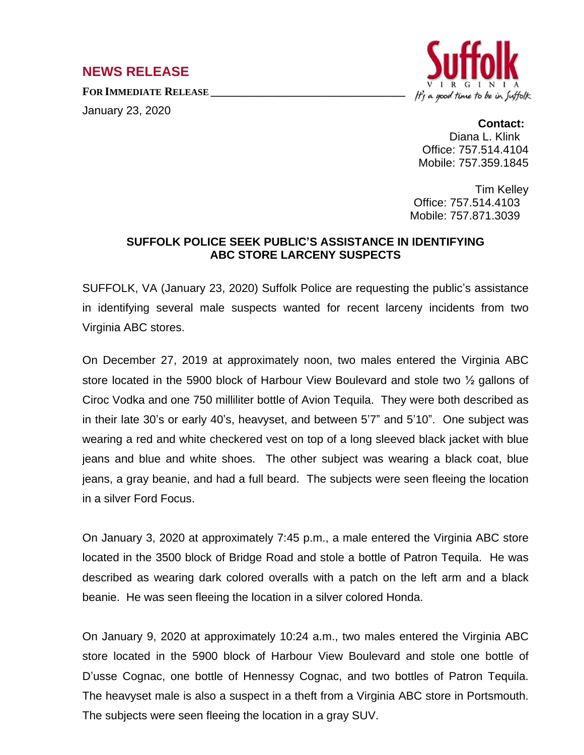## NEWS RELEASE

**FOR IMMEDIATE RELEASE**

January 23, 2020

Suffolk
VIRGINIA
It's a good time to be in Suffolk

**Contact:**
Diana L. Klink
Office: 757.514.4104
Mobile: 757.359.1845

Tim Kelley
Office: 757.514.4103
Mobile: 757.871.3039

**SUFFOLK POLICE SEEK PUBLIC'S ASSISTANCE IN IDENTIFYING ABC STORE LARCENY SUSPECTS**

SUFFOLK, VA (January 23, 2020) Suffolk Police are requesting the public's assistance in identifying several male suspects wanted for recent larceny incidents from two Virginia ABC stores.

On December 27, 2019 at approximately noon, two males entered the Virginia ABC store located in the 5900 block of Harbour View Boulevard and stole two ½ gallons of Ciroc Vodka and one 750 milliliter bottle of Avion Tequila. They were both described as in their late 30's or early 40's, heavyset, and between 5'7" and 5'10". One subject was wearing a red and white checkered vest on top of a long sleeved black jacket with blue jeans and blue and white shoes. The other subject was wearing a black coat, blue jeans, a gray beanie, and had a full beard. The subjects were seen fleeing the location in a silver Ford Focus.

On January 3, 2020 at approximately 7:45 p.m., a male entered the Virginia ABC store located in the 3500 block of Bridge Road and stole a bottle of Patron Tequila. He was described as wearing dark colored overalls with a patch on the left arm and a black beanie. He was seen fleeing the location in a silver colored Honda.

On January 9, 2020 at approximately 10:24 a.m., two males entered the Virginia ABC store located in the 5900 block of Harbour View Boulevard and stole one bottle of D'usse Cognac, one bottle of Hennessy Cognac, and two bottles of Patron Tequila. The heavyset male is also a suspect in a theft from a Virginia ABC store in Portsmouth. The subjects were seen fleeing the location in a gray SUV.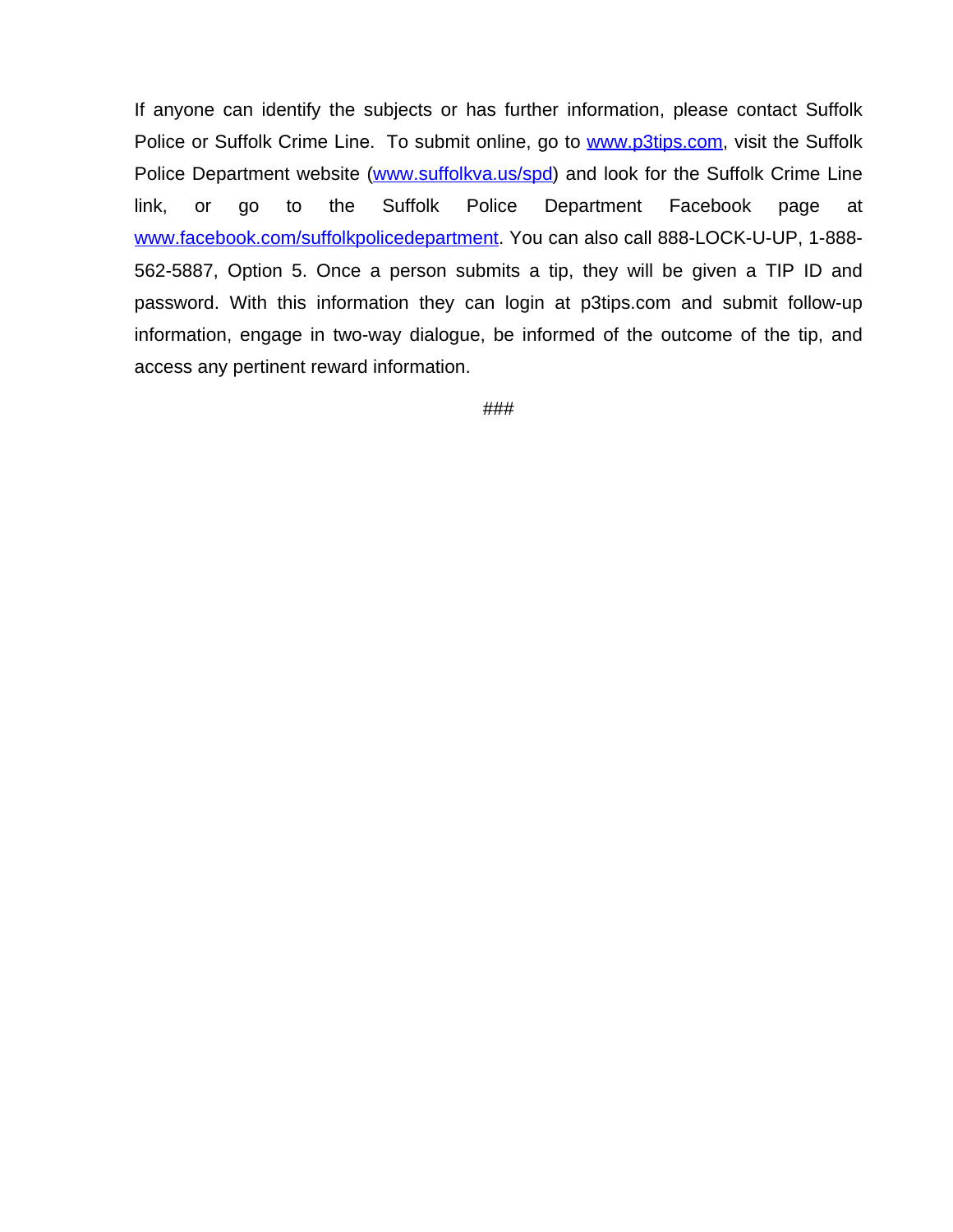If anyone can identify the subjects or has further information, please contact Suffolk Police or Suffolk Crime Line. To submit online, go to www.p3tips.com, visit the Suffolk Police Department website (www.suffolkva.us/spd) and look for the Suffolk Crime Line link, or go to the Suffolk Police Department Facebook page at www.facebook.com/suffolkpolicedepartment. You can also call 888-LOCK-U-UP, 1-888-562-5887, Option 5. Once a person submits a tip, they will be given a TIP ID and password. With this information they can login at p3tips.com and submit follow-up information, engage in two-way dialogue, be informed of the outcome of the tip, and access any pertinent reward information.

###